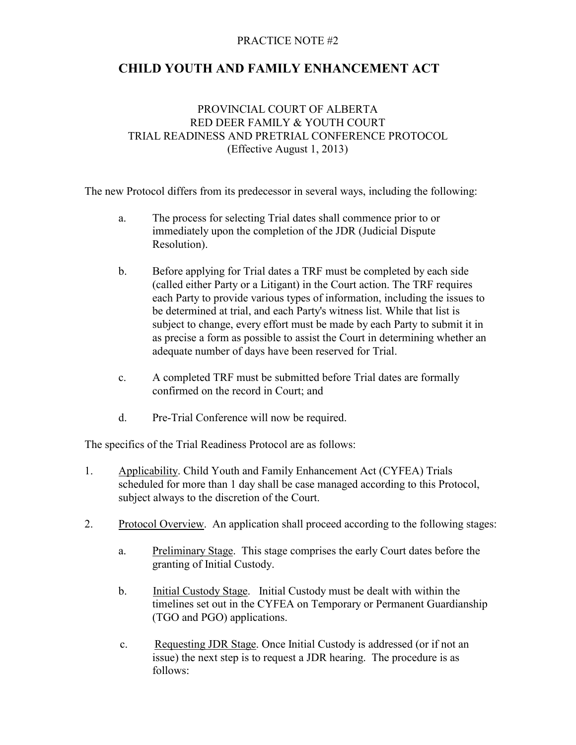PRACTICE NOTE #2

# CHILD YOUTH AND FAMILY ENHANCEMENT ACT

PROVINCIAL COURT OF ALBERTA
RED DEER FAMILY & YOUTH COURT
TRIAL READINESS AND PRETRIAL CONFERENCE PROTOCOL
(Effective August 1, 2013)

The new Protocol differs from its predecessor in several ways, including the following:

a. The process for selecting Trial dates shall commence prior to or immediately upon the completion of the JDR (Judicial Dispute Resolution).

b. Before applying for Trial dates a TRF must be completed by each side (called either Party or a Litigant) in the Court action. The TRF requires each Party to provide various types of information, including the issues to be determined at trial, and each Party's witness list. While that list is subject to change, every effort must be made by each Party to submit it in as precise a form as possible to assist the Court in determining whether an adequate number of days have been reserved for Trial.

c. A completed TRF must be submitted before Trial dates are formally confirmed on the record in Court; and

d. Pre-Trial Conference will now be required.

The specifics of the Trial Readiness Protocol are as follows:

1. Applicability. Child Youth and Family Enhancement Act (CYFEA) Trials scheduled for more than 1 day shall be case managed according to this Protocol, subject always to the discretion of the Court.

2. Protocol Overview. An application shall proceed according to the following stages:

   a. Preliminary Stage. This stage comprises the early Court dates before the granting of Initial Custody.

   b. Initial Custody Stage. Initial Custody must be dealt with within the timelines set out in the CYFEA on Temporary or Permanent Guardianship (TGO and PGO) applications.

   c. Requesting JDR Stage. Once Initial Custody is addressed (or if not an issue) the next step is to request a JDR hearing. The procedure is as follows: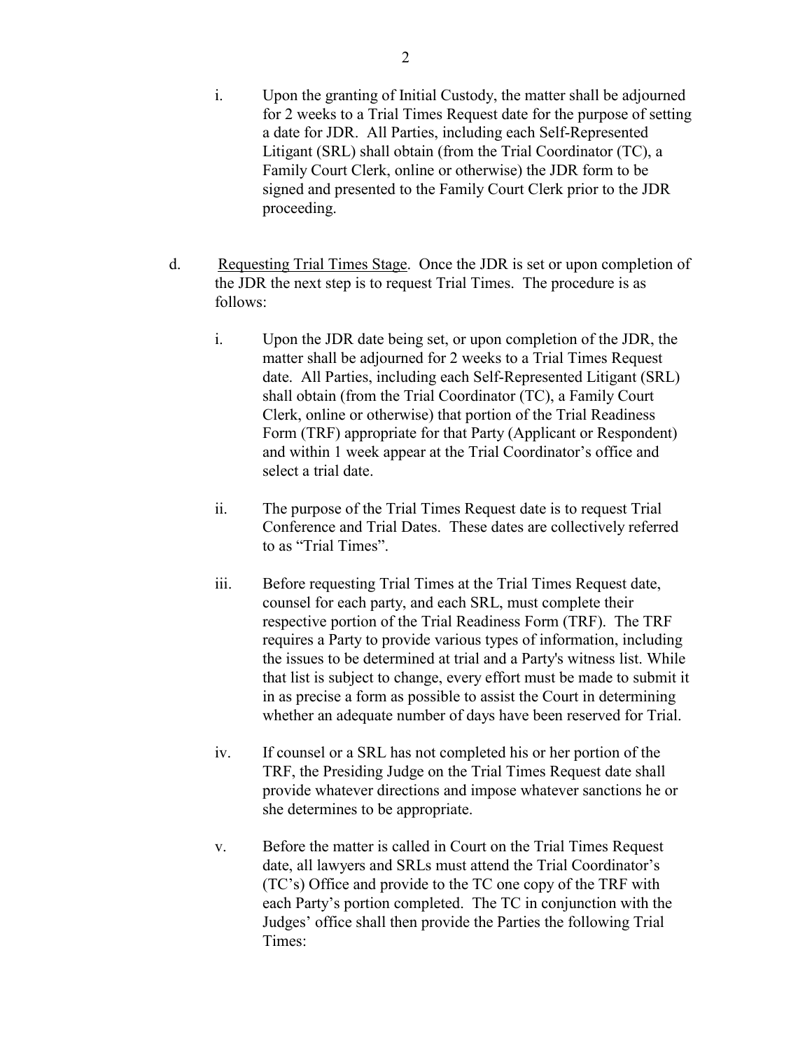i. Upon the granting of Initial Custody, the matter shall be adjourned for 2 weeks to a Trial Times Request date for the purpose of setting a date for JDR. All Parties, including each Self-Represented Litigant (SRL) shall obtain (from the Trial Coordinator (TC), a Family Court Clerk, online or otherwise) the JDR form to be signed and presented to the Family Court Clerk prior to the JDR proceeding.

d. Requesting Trial Times Stage. Once the JDR is set or upon completion of the JDR the next step is to request Trial Times. The procedure is as follows:

i. Upon the JDR date being set, or upon completion of the JDR, the matter shall be adjourned for 2 weeks to a Trial Times Request date. All Parties, including each Self-Represented Litigant (SRL) shall obtain (from the Trial Coordinator (TC), a Family Court Clerk, online or otherwise) that portion of the Trial Readiness Form (TRF) appropriate for that Party (Applicant or Respondent) and within 1 week appear at the Trial Coordinator's office and select a trial date.

ii. The purpose of the Trial Times Request date is to request Trial Conference and Trial Dates. These dates are collectively referred to as "Trial Times".

iii. Before requesting Trial Times at the Trial Times Request date, counsel for each party, and each SRL, must complete their respective portion of the Trial Readiness Form (TRF). The TRF requires a Party to provide various types of information, including the issues to be determined at trial and a Party's witness list. While that list is subject to change, every effort must be made to submit it in as precise a form as possible to assist the Court in determining whether an adequate number of days have been reserved for Trial.

iv. If counsel or a SRL has not completed his or her portion of the TRF, the Presiding Judge on the Trial Times Request date shall provide whatever directions and impose whatever sanctions he or she determines to be appropriate.

v. Before the matter is called in Court on the Trial Times Request date, all lawyers and SRLs must attend the Trial Coordinator's (TC's) Office and provide to the TC one copy of the TRF with each Party's portion completed. The TC in conjunction with the Judges' office shall then provide the Parties the following Trial Times: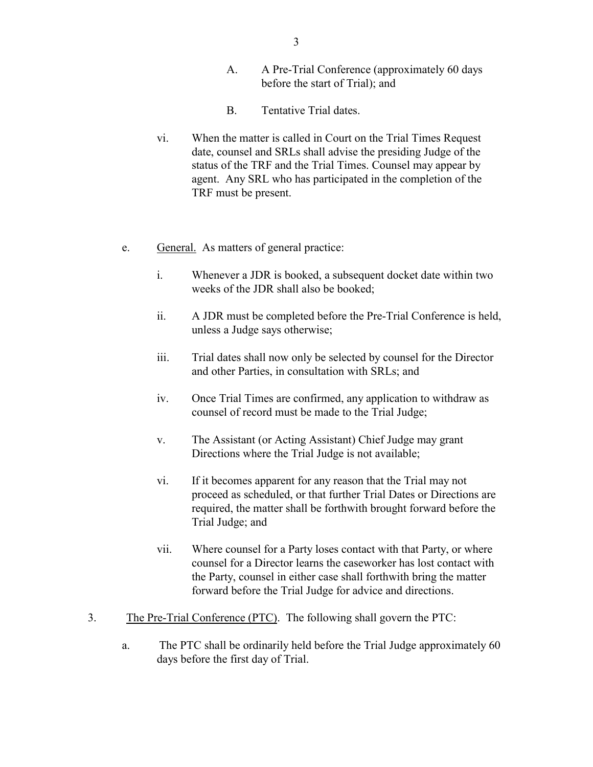A. A Pre-Trial Conference (approximately 60 days before the start of Trial); and

B. Tentative Trial dates.

vi. When the matter is called in Court on the Trial Times Request date, counsel and SRLs shall advise the presiding Judge of the status of the TRF and the Trial Times. Counsel may appear by agent. Any SRL who has participated in the completion of the TRF must be present.

e. General. As matters of general practice:

i. Whenever a JDR is booked, a subsequent docket date within two weeks of the JDR shall also be booked;

ii. A JDR must be completed before the Pre-Trial Conference is held, unless a Judge says otherwise;

iii. Trial dates shall now only be selected by counsel for the Director and other Parties, in consultation with SRLs; and

iv. Once Trial Times are confirmed, any application to withdraw as counsel of record must be made to the Trial Judge;

v. The Assistant (or Acting Assistant) Chief Judge may grant Directions where the Trial Judge is not available;

vi. If it becomes apparent for any reason that the Trial may not proceed as scheduled, or that further Trial Dates or Directions are required, the matter shall be forthwith brought forward before the Trial Judge; and

vii. Where counsel for a Party loses contact with that Party, or where counsel for a Director learns the caseworker has lost contact with the Party, counsel in either case shall forthwith bring the matter forward before the Trial Judge for advice and directions.

3. The Pre-Trial Conference (PTC). The following shall govern the PTC:

a. The PTC shall be ordinarily held before the Trial Judge approximately 60 days before the first day of Trial.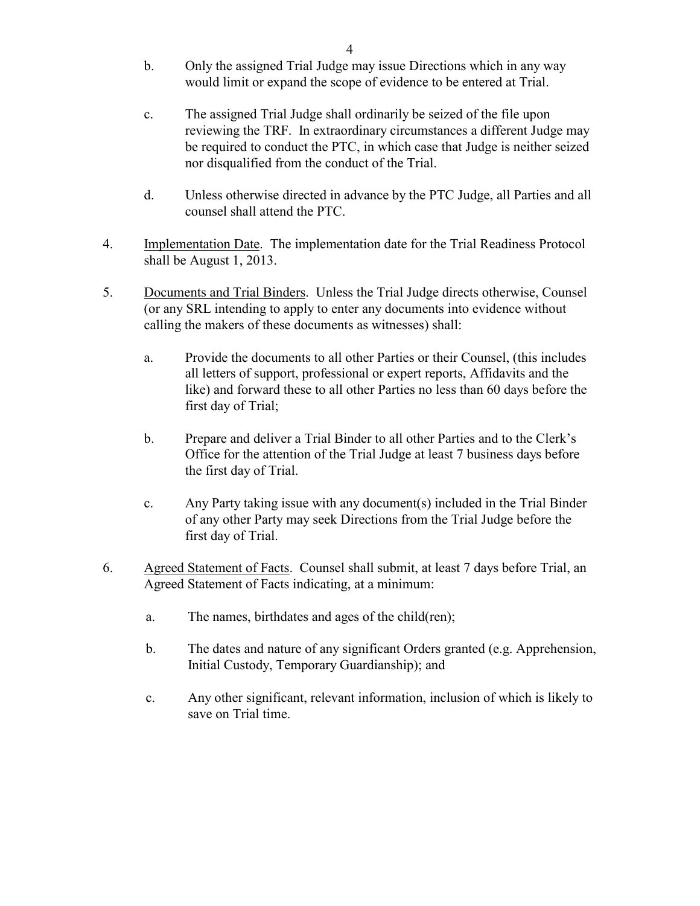b. Only the assigned Trial Judge may issue Directions which in any way would limit or expand the scope of evidence to be entered at Trial.

c. The assigned Trial Judge shall ordinarily be seized of the file upon reviewing the TRF. In extraordinary circumstances a different Judge may be required to conduct the PTC, in which case that Judge is neither seized nor disqualified from the conduct of the Trial.

d. Unless otherwise directed in advance by the PTC Judge, all Parties and all counsel shall attend the PTC.

4. <u>Implementation Date</u>. The implementation date for the Trial Readiness Protocol shall be August 1, 2013.

5. <u>Documents and Trial Binders</u>. Unless the Trial Judge directs otherwise, Counsel (or any SRL intending to apply to enter any documents into evidence without calling the makers of these documents as witnesses) shall:

   a. Provide the documents to all other Parties or their Counsel, (this includes all letters of support, professional or expert reports, Affidavits and the like) and forward these to all other Parties no less than 60 days before the first day of Trial;

   b. Prepare and deliver a Trial Binder to all other Parties and to the Clerk's Office for the attention of the Trial Judge at least 7 business days before the first day of Trial.

   c. Any Party taking issue with any document(s) included in the Trial Binder of any other Party may seek Directions from the Trial Judge before the first day of Trial.

6. <u>Agreed Statement of Facts</u>. Counsel shall submit, at least 7 days before Trial, an Agreed Statement of Facts indicating, at a minimum:

   a. The names, birthdates and ages of the child(ren);

   b. The dates and nature of any significant Orders granted (e.g. Apprehension, Initial Custody, Temporary Guardianship); and

   c. Any other significant, relevant information, inclusion of which is likely to save on Trial time.